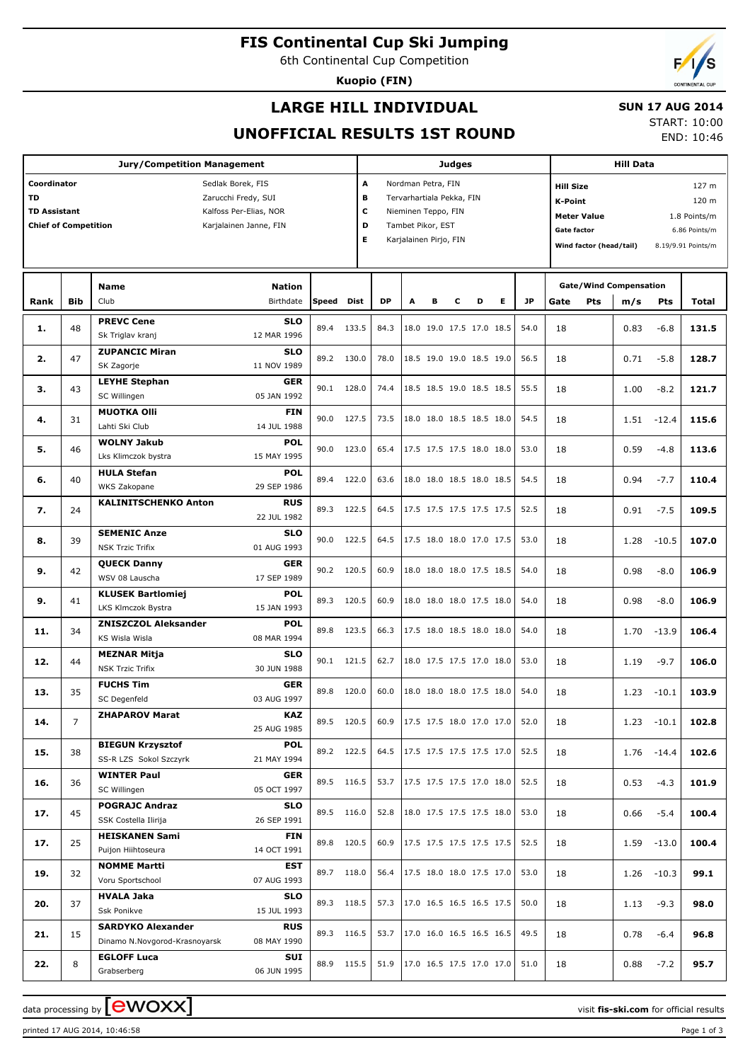# FIS Continental Cup Ski Jumping

6th Continental Cup Competition

**Kuopio (FIN)**

## LARGE HILL INDIVIDUAL

## UNOFFICIAL RESULTS 1ST ROUND

**SUN 17 AUG 2014**

START: 10:00

END: 10:46

| Jury/Competition Management | | Judges | | Hill Data | |
|---|---|---|---|---|---|
| Coordinator | Sedlak Borek, FIS | A | Nordman Petra, FIN | Hill Size | 127 m |
| TD | Zarucchi Fredy, SUI | B | Tervarhartiala Pekka, FIN | K-Point | 120 m |
| TD Assistant | Kalfoss Per-Elias, NOR | C | Nieminen Teppo, FIN | Meter Value | 1.8 Points/m |
| Chief of Competition | Karjalainen Janne, FIN | D | Tambet Pikor, EST | Gate factor | 6.86 Points/m |
| | | E | Karjalainen Pirjo, FIN | Wind factor (head/tail) | 8.19/9.91 Points/m |

| Rank | Bib | Name / Club | Nation / Birthdate | Speed | Dist | DP | A | B | C | D | E | JP | Gate | Pts | m/s | Pts | Total |
|---|---|---|---|---|---|---|---|---|---|---|---|---|---|---|---|---|---|
| 1. | 48 | **PREVC Cene**<br>Sk Triglav kranj | **SLO**<br>12 MAR 1996 | 89.4 | 133.5 | 84.3 | 18.0 | 19.0 | 17.5 | 17.0 | 18.5 | 54.0 | 18 | | 0.83 | -6.8 | **131.5** |
| 2. | 47 | **ZUPANCIC Miran**<br>SK Zagorje | **SLO**<br>11 NOV 1989 | 89.2 | 130.0 | 78.0 | 18.5 | 19.0 | 19.0 | 18.5 | 19.0 | 56.5 | 18 | | 0.71 | -5.8 | **128.7** |
| 3. | 43 | **LEYHE Stephan**<br>SC Willingen | **GER**<br>05 JAN 1992 | 90.1 | 128.0 | 74.4 | 18.5 | 18.5 | 19.0 | 18.5 | 18.5 | 55.5 | 18 | | 1.00 | -8.2 | **121.7** |
| 4. | 31 | **MUOTKA Olli**<br>Lahti Ski Club | **FIN**<br>14 JUL 1988 | 90.0 | 127.5 | 73.5 | 18.0 | 18.0 | 18.5 | 18.5 | 18.0 | 54.5 | 18 | | 1.51 | -12.4 | **115.6** |
| 5. | 46 | **WOLNY Jakub**<br>Lks Klimczok bystra | **POL**<br>15 MAY 1995 | 90.0 | 123.0 | 65.4 | 17.5 | 17.5 | 17.5 | 18.0 | 18.0 | 53.0 | 18 | | 0.59 | -4.8 | **113.6** |
| 6. | 40 | **HULA Stefan**<br>WKS Zakopane | **POL**<br>29 SEP 1986 | 89.4 | 122.0 | 63.6 | 18.0 | 18.0 | 18.5 | 18.0 | 18.5 | 54.5 | 18 | | 0.94 | -7.7 | **110.4** |
| 7. | 24 | **KALINITSCHENKO Anton** | **RUS**<br>22 JUL 1982 | 89.3 | 122.5 | 64.5 | 17.5 | 17.5 | 17.5 | 17.5 | 17.5 | 52.5 | 18 | | 0.91 | -7.5 | **109.5** |
| 8. | 39 | **SEMENIC Anze**<br>NSK Trzic Trifix | **SLO**<br>01 AUG 1993 | 90.0 | 122.5 | 64.5 | 17.5 | 18.0 | 18.0 | 17.0 | 17.5 | 53.0 | 18 | | 1.28 | -10.5 | **107.0** |
| 9. | 42 | **QUECK Danny**<br>WSV 08 Lauscha | **GER**<br>17 SEP 1989 | 90.2 | 120.5 | 60.9 | 18.0 | 18.0 | 18.0 | 17.5 | 18.5 | 54.0 | 18 | | 0.98 | -8.0 | **106.9** |
| 9. | 41 | **KLUSEK Bartlomiej**<br>LKS Klmczok Bystra | **POL**<br>15 JAN 1993 | 89.3 | 120.5 | 60.9 | 18.0 | 18.0 | 18.0 | 17.5 | 18.0 | 54.0 | 18 | | 0.98 | -8.0 | **106.9** |
| 11. | 34 | **ZNISZCZOL Aleksander**<br>KS Wisla Wisla | **POL**<br>08 MAR 1994 | 89.8 | 123.5 | 66.3 | 17.5 | 18.0 | 18.5 | 18.0 | 18.0 | 54.0 | 18 | | 1.70 | -13.9 | **106.4** |
| 12. | 44 | **MEZNAR Mitja**<br>NSK Trzic Trifix | **SLO**<br>30 JUN 1988 | 90.1 | 121.5 | 62.7 | 18.0 | 17.5 | 17.5 | 17.0 | 18.0 | 53.0 | 18 | | 1.19 | -9.7 | **106.0** |
| 13. | 35 | **FUCHS Tim**<br>SC Degenfeld | **GER**<br>03 AUG 1997 | 89.8 | 120.0 | 60.0 | 18.0 | 18.0 | 18.0 | 17.5 | 18.0 | 54.0 | 18 | | 1.23 | -10.1 | **103.9** |
| 14. | 7 | **ZHAPAROV Marat** | **KAZ**<br>25 AUG 1985 | 89.5 | 120.5 | 60.9 | 17.5 | 17.5 | 18.0 | 17.0 | 17.0 | 52.0 | 18 | | 1.23 | -10.1 | **102.8** |
| 15. | 38 | **BIEGUN Krzysztof**<br>SS-R LZS Sokol Szczyrk | **POL**<br>21 MAY 1994 | 89.2 | 122.5 | 64.5 | 17.5 | 17.5 | 17.5 | 17.5 | 17.0 | 52.5 | 18 | | 1.76 | -14.4 | **102.6** |
| 16. | 36 | **WINTER Paul**<br>SC Willingen | **GER**<br>05 OCT 1997 | 89.5 | 116.5 | 53.7 | 17.5 | 17.5 | 17.5 | 17.0 | 18.0 | 52.5 | 18 | | 0.53 | -4.3 | **101.9** |
| 17. | 45 | **POGRAJC Andraz**<br>SSK Costella Ilirija | **SLO**<br>26 SEP 1991 | 89.5 | 116.0 | 52.8 | 18.0 | 17.5 | 17.5 | 17.5 | 18.0 | 53.0 | 18 | | 0.66 | -5.4 | **100.4** |
| 17. | 25 | **HEISKANEN Sami**<br>Puijon Hiihtoseura | **FIN**<br>14 OCT 1991 | 89.8 | 120.5 | 60.9 | 17.5 | 17.5 | 17.5 | 17.5 | 17.5 | 52.5 | 18 | | 1.59 | -13.0 | **100.4** |
| 19. | 32 | **NOMME Martti**<br>Voru Sportschool | **EST**<br>07 AUG 1993 | 89.7 | 118.0 | 56.4 | 17.5 | 18.0 | 18.0 | 17.5 | 17.0 | 53.0 | 18 | | 1.26 | -10.3 | **99.1** |
| 20. | 37 | **HVALA Jaka**<br>Ssk Ponikve | **SLO**<br>15 JUL 1993 | 89.3 | 118.5 | 57.3 | 17.0 | 16.5 | 16.5 | 16.5 | 17.5 | 50.0 | 18 | | 1.13 | -9.3 | **98.0** |
| 21. | 15 | **SARDYKO Alexander**<br>Dinamo N.Novgorod-Krasnoyarsk | **RUS**<br>08 MAY 1990 | 89.3 | 116.5 | 53.7 | 17.0 | 16.0 | 16.5 | 16.5 | 16.5 | 49.5 | 18 | | 0.78 | -6.4 | **96.8** |
| 22. | 8 | **EGLOFF Luca**<br>Grabserberg | **SUI**<br>06 JUN 1995 | 88.9 | 115.5 | 51.9 | 17.0 | 16.5 | 17.5 | 17.0 | 17.0 | 51.0 | 18 | | 0.88 | -7.2 | **95.7** |

data processing by ewoxx — visit **fis-ski.com** for official results

printed 17 AUG 2014, 10:46:58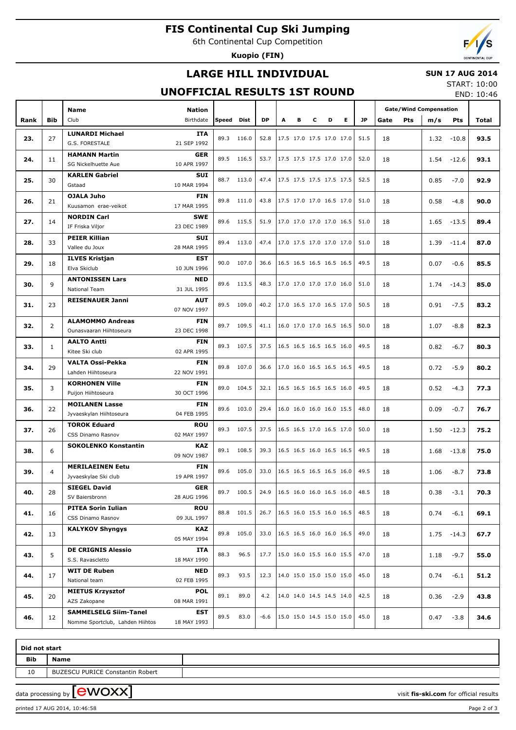# FIS Continental Cup Ski Jumping

6th Continental Cup Competition

**Kuopio (FIN)**

## LARGE HILL INDIVIDUAL

**SUN 17 AUG 2014**

START: 10:00

END: 10:46

## UNOFFICIAL RESULTS 1ST ROUND

| Rank | Bib | Name / Club | Nation / Birthdate | Speed | Dist | DP | A | B | C | D | E | JP | Gate | Pts | m/s | Pts | Total |
|---|---|---|---|---|---|---|---|---|---|---|---|---|---|---|---|---|---|
| 23. | 27 | **LUNARDI Michael** G.S. FORESTALE | **ITA** 21 SEP 1992 | 89.3 | 116.0 | 52.8 | 17.5 | 17.0 | 17.5 | 17.0 | 17.0 | 51.5 | 18 | | 1.32 | -10.8 | **93.5** |
| 24. | 11 | **HAMANN Martin** SG Nickelhuette Aue | **GER** 10 APR 1997 | 89.5 | 116.5 | 53.7 | 17.5 | 17.5 | 17.5 | 17.0 | 17.0 | 52.0 | 18 | | 1.54 | -12.6 | **93.1** |
| 25. | 30 | **KARLEN Gabriel** Gstaad | **SUI** 10 MAR 1994 | 88.7 | 113.0 | 47.4 | 17.5 | 17.5 | 17.5 | 17.5 | 17.5 | 52.5 | 18 | | 0.85 | -7.0 | **92.9** |
| 26. | 21 | **OJALA Juho** Kuusamon erae-veikot | **FIN** 17 MAR 1995 | 89.8 | 111.0 | 43.8 | 17.5 | 17.0 | 17.0 | 16.5 | 17.0 | 51.0 | 18 | | 0.58 | -4.8 | **90.0** |
| 27. | 14 | **NORDIN Carl** IF Friska Viljor | **SWE** 23 DEC 1989 | 89.6 | 115.5 | 51.9 | 17.0 | 17.0 | 17.0 | 17.0 | 16.5 | 51.0 | 18 | | 1.65 | -13.5 | **89.4** |
| 28. | 33 | **PEIER Killian** Vallee du Joux | **SUI** 28 MAR 1995 | 89.4 | 113.0 | 47.4 | 17.0 | 17.5 | 17.0 | 17.0 | 17.0 | 51.0 | 18 | | 1.39 | -11.4 | **87.0** |
| 29. | 18 | **ILVES Kristjan** Elva Skiclub | **EST** 10 JUN 1996 | 90.0 | 107.0 | 36.6 | 16.5 | 16.5 | 16.5 | 16.5 | 16.5 | 49.5 | 18 | | 0.07 | -0.6 | **85.5** |
| 30. | 9 | **ANTONISSEN Lars** National Team | **NED** 31 JUL 1995 | 89.6 | 113.5 | 48.3 | 17.0 | 17.0 | 17.0 | 17.0 | 16.0 | 51.0 | 18 | | 1.74 | -14.3 | **85.0** |
| 31. | 23 | **REISENAUER Janni** | **AUT** 07 NOV 1997 | 89.5 | 109.0 | 40.2 | 17.0 | 16.5 | 17.0 | 16.5 | 17.0 | 50.5 | 18 | | 0.91 | -7.5 | **83.2** |
| 32. | 2 | **ALAMOMMO Andreas** Ounasvaaran Hiihtoseura | **FIN** 23 DEC 1998 | 89.7 | 109.5 | 41.1 | 16.0 | 17.0 | 17.0 | 16.5 | 16.5 | 50.0 | 18 | | 1.07 | -8.8 | **82.3** |
| 33. | 1 | **AALTO Antti** Kitee Ski club | **FIN** 02 APR 1995 | 89.3 | 107.5 | 37.5 | 16.5 | 16.5 | 16.5 | 16.5 | 16.0 | 49.5 | 18 | | 0.82 | -6.7 | **80.3** |
| 34. | 29 | **VALTA Ossi-Pekka** Lahden Hiihtoseura | **FIN** 22 NOV 1991 | 89.8 | 107.0 | 36.6 | 17.0 | 16.0 | 16.5 | 16.5 | 16.5 | 49.5 | 18 | | 0.72 | -5.9 | **80.2** |
| 35. | 3 | **KORHONEN Ville** Puijon Hiihtoseura | **FIN** 30 OCT 1996 | 89.0 | 104.5 | 32.1 | 16.5 | 16.5 | 16.5 | 16.5 | 16.0 | 49.5 | 18 | | 0.52 | -4.3 | **77.3** |
| 36. | 22 | **MOILANEN Lasse** Jyvaeskylan Hiihtoseura | **FIN** 04 FEB 1995 | 89.6 | 103.0 | 29.4 | 16.0 | 16.0 | 16.0 | 16.0 | 15.5 | 48.0 | 18 | | 0.09 | -0.7 | **76.7** |
| 37. | 26 | **TOROK Eduard** CSS Dinamo Rasnov | **ROU** 02 MAY 1997 | 89.3 | 107.5 | 37.5 | 16.5 | 16.5 | 17.0 | 16.5 | 17.0 | 50.0 | 18 | | 1.50 | -12.3 | **75.2** |
| 38. | 6 | **SOKOLENKO Konstantin** | **KAZ** 09 NOV 1987 | 89.1 | 108.5 | 39.3 | 16.5 | 16.5 | 16.0 | 16.5 | 16.5 | 49.5 | 18 | | 1.68 | -13.8 | **75.0** |
| 39. | 4 | **MERILAEINEN Eetu** Jyvaeskylae Ski club | **FIN** 19 APR 1997 | 89.6 | 105.0 | 33.0 | 16.5 | 16.5 | 16.5 | 16.5 | 16.0 | 49.5 | 18 | | 1.06 | -8.7 | **73.8** |
| 40. | 28 | **SIEGEL David** SV Baiersbronn | **GER** 28 AUG 1996 | 89.7 | 100.5 | 24.9 | 16.5 | 16.0 | 16.0 | 16.5 | 16.0 | 48.5 | 18 | | 0.38 | -3.1 | **70.3** |
| 41. | 16 | **PITEA Sorin Iulian** CSS Dinamo Rasnov | **ROU** 09 JUL 1997 | 88.8 | 101.5 | 26.7 | 16.5 | 16.0 | 15.5 | 16.0 | 16.5 | 48.5 | 18 | | 0.74 | -6.1 | **69.1** |
| 42. | 13 | **KALYKOV Shyngys** | **KAZ** 05 MAY 1994 | 89.8 | 105.0 | 33.0 | 16.5 | 16.5 | 16.0 | 16.0 | 16.5 | 49.0 | 18 | | 1.75 | -14.3 | **67.7** |
| 43. | 5 | **DE CRIGNIS Alessio** S.S. Ravascletto | **ITA** 18 MAY 1990 | 88.3 | 96.5 | 17.7 | 15.0 | 16.0 | 15.5 | 16.0 | 15.5 | 47.0 | 18 | | 1.18 | -9.7 | **55.0** |
| 44. | 17 | **WIT DE Ruben** National team | **NED** 02 FEB 1995 | 89.3 | 93.5 | 12.3 | 14.0 | 15.0 | 15.0 | 15.0 | 15.0 | 45.0 | 18 | | 0.74 | -6.1 | **51.2** |
| 45. | 20 | **MIETUS Krzysztof** AZS Zakopane | **POL** 08 MAR 1991 | 89.1 | 89.0 | 4.2 | 14.0 | 14.0 | 14.5 | 14.5 | 14.0 | 42.5 | 18 | | 0.36 | -2.9 | **43.8** |
| 46. | 12 | **SAMMELSELG Siim-Tanel** Nomme Sportclub, Lahden Hiihtos | **EST** 18 MAY 1993 | 89.5 | 83.0 | -6.6 | 15.0 | 15.0 | 14.5 | 15.0 | 15.0 | 45.0 | 18 | | 0.47 | -3.8 | **34.6** |

**Did not start**

| Bib | Name |
|---|---|
| 10 | BUZESCU PURICE Constantin Robert |

data processing by ewoxx — visit **fis-ski.com** for official results

printed 17 AUG 2014, 10:46:58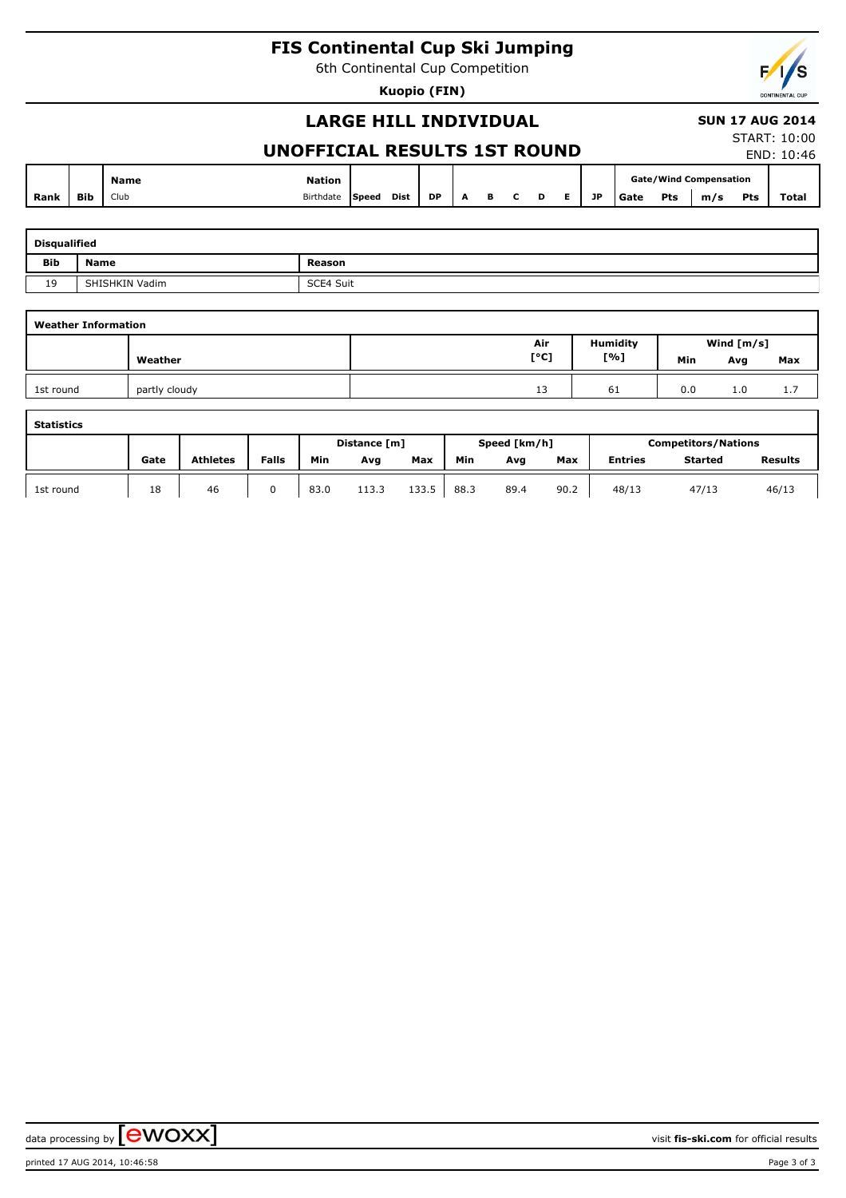# FIS Continental Cup Ski Jumping

6th Continental Cup Competition

**Kuopio (FIN)**

## LARGE HILL INDIVIDUAL

**SUN 17 AUG 2014**

START: 10:00

END: 10:46

## UNOFFICIAL RESULTS 1ST ROUND

| | | Name | Nation | | | | | | | | | | Gate/Wind Compensation | | | | |
|---|---|---|---|---|---|---|---|---|---|---|---|---|---|---|---|---|---|
| Rank | Bib | Club | Birthdate | Speed | Dist | DP | A | B | C | D | E | JP | Gate | Pts | m/s | Pts | Total |

**Disqualified**

| Bib | Name | Reason |
|---|---|---|
| 19 | SHISHKIN Vadim | SCE4 Suit |

**Weather Information**

| | Weather | Air [°C] | Humidity [%] | Wind [m/s] | | |
|---|---|---|---|---|---|---|
| | | | | Min | Avg | Max |
| 1st round | partly cloudy | 13 | 61 | 0.0 | 1.0 | 1.7 |

**Statistics**

| | Gate | Athletes | Falls | Distance [m] | | | Speed [km/h] | | | Competitors/Nations | | |
|---|---|---|---|---|---|---|---|---|---|---|---|---|
| | | | | Min | Avg | Max | Min | Avg | Max | Entries | Started | Results |
| 1st round | 18 | 46 | 0 | 83.0 | 113.3 | 133.5 | 88.3 | 89.4 | 90.2 | 48/13 | 47/13 | 46/13 |

data processing by [ewoxx]

visit **fis-ski.com** for official results

printed 17 AUG 2014, 10:46:58